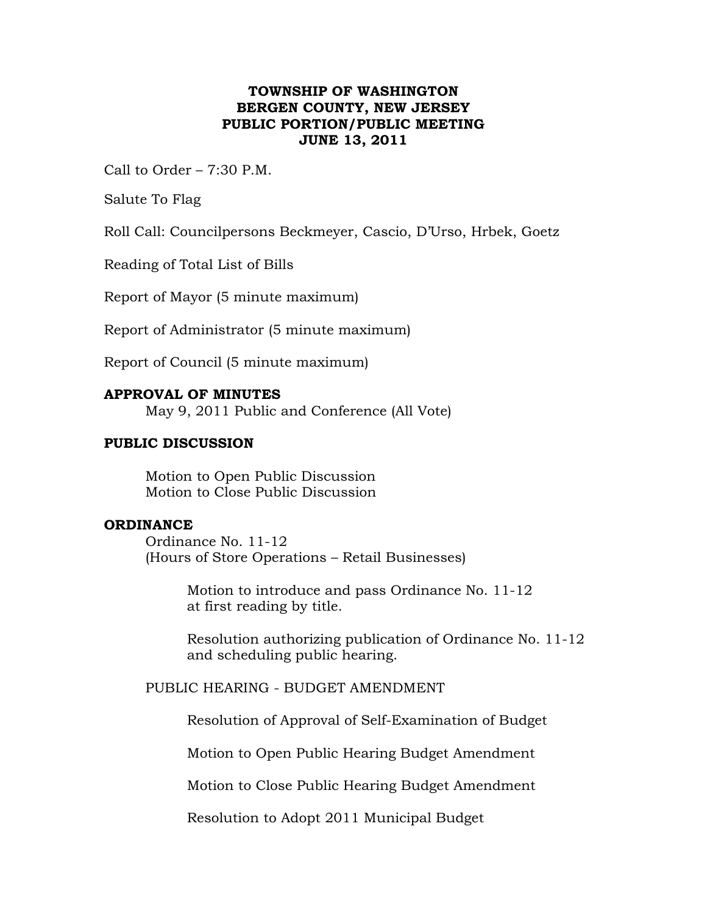**TOWNSHIP OF WASHINGTON**
**BERGEN COUNTY, NEW JERSEY**
**PUBLIC PORTION/PUBLIC MEETING**
**JUNE 13, 2011**

Call to Order – 7:30 P.M.

Salute To Flag

Roll Call: Councilpersons Beckmeyer, Cascio, D'Urso, Hrbek, Goetz

Reading of Total List of Bills

Report of Mayor (5 minute maximum)

Report of Administrator (5 minute maximum)

Report of Council (5 minute maximum)

**APPROVAL OF MINUTES**

May 9, 2011 Public and Conference (All Vote)

**PUBLIC DISCUSSION**

Motion to Open Public Discussion
Motion to Close Public Discussion

**ORDINANCE**

Ordinance No. 11-12
(Hours of Store Operations – Retail Businesses)

Motion to introduce and pass Ordinance No. 11-12 at first reading by title.

Resolution authorizing publication of Ordinance No. 11-12 and scheduling public hearing.

PUBLIC HEARING - BUDGET AMENDMENT

Resolution of Approval of Self-Examination of Budget

Motion to Open Public Hearing Budget Amendment

Motion to Close Public Hearing Budget Amendment

Resolution to Adopt 2011 Municipal Budget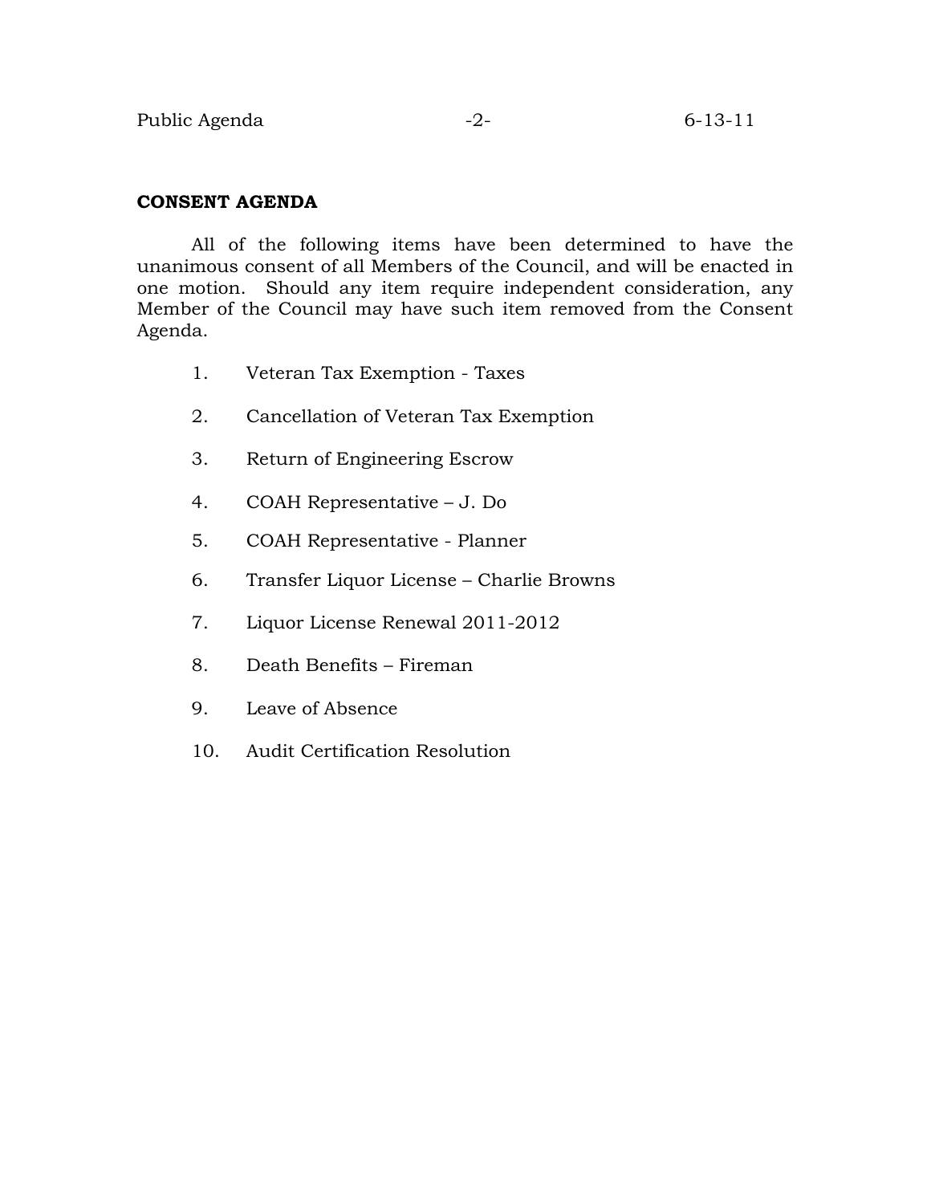## CONSENT AGENDA

All of the following items have been determined to have the unanimous consent of all Members of the Council, and will be enacted in one motion. Should any item require independent consideration, any Member of the Council may have such item removed from the Consent Agenda.

1. Veteran Tax Exemption - Taxes
2. Cancellation of Veteran Tax Exemption
3. Return of Engineering Escrow
4. COAH Representative – J. Do
5. COAH Representative - Planner
6. Transfer Liquor License – Charlie Browns
7. Liquor License Renewal 2011-2012
8. Death Benefits – Fireman
9. Leave of Absence
10. Audit Certification Resolution